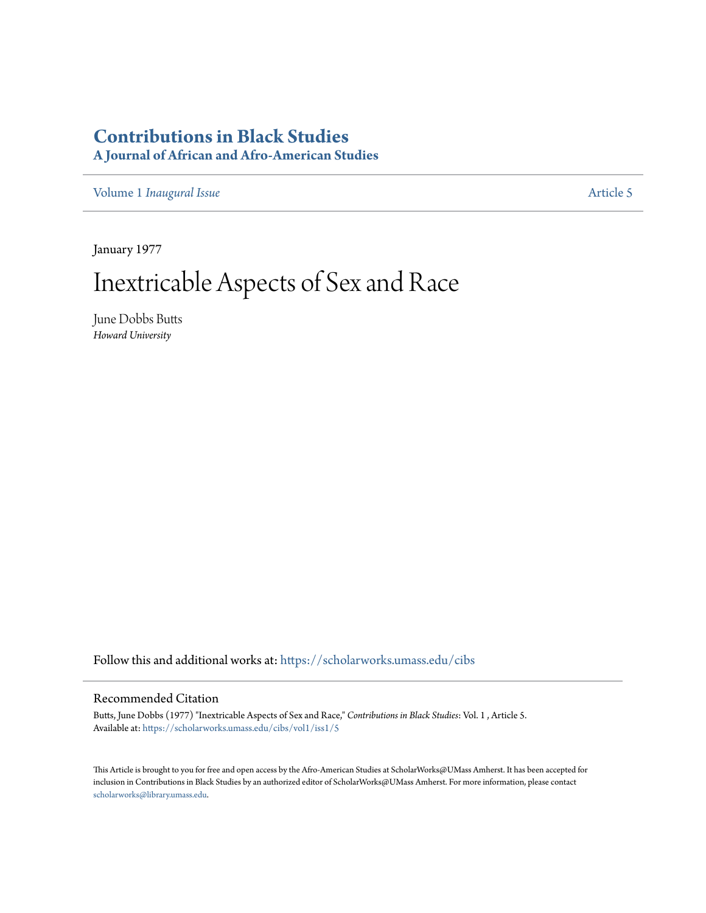# Contributions in Black Studies

## A Journal of African and Afro-American Studies

Volume 1 *Inaugural Issue* Article 5

January 1977

# Inextricable Aspects of Sex and Race

June Dobbs Butts
*Howard University*

Follow this and additional works at: https://scholarworks.umass.edu/cibs

## Recommended Citation

Butts, June Dobbs (1977) "Inextricable Aspects of Sex and Race," *Contributions in Black Studies*: Vol. 1 , Article 5.
Available at: https://scholarworks.umass.edu/cibs/vol1/iss1/5

This Article is brought to you for free and open access by the Afro-American Studies at ScholarWorks@UMass Amherst. It has been accepted for inclusion in Contributions in Black Studies by an authorized editor of ScholarWorks@UMass Amherst. For more information, please contact scholarworks@library.umass.edu.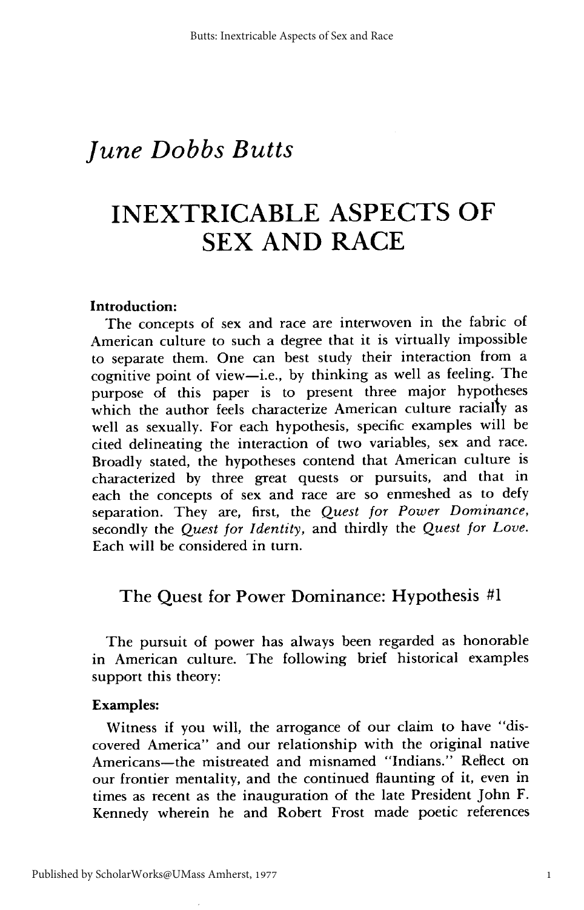# June Dobbs Butts

# INEXTRICABLE ASPECTS OF SEX AND RACE

**Introduction:**

The concepts of sex and race are interwoven in the fabric of American culture to such a degree that it is virtually impossible to separate them. One can best study their interaction from a cognitive point of view—i.e., by thinking as well as feeling. The purpose of this paper is to present three major hypotheses which the author feels characterize American culture racially as well as sexually. For each hypothesis, specific examples will be cited delineating the interaction of two variables, sex and race. Broadly stated, the hypotheses contend that American culture is characterized by three great quests or pursuits, and that in each the concepts of sex and race are so enmeshed as to defy separation. They are, first, the *Quest for Power Dominance*, secondly the *Quest for Identity*, and thirdly the *Quest for Love*. Each will be considered in turn.

## The Quest for Power Dominance: Hypothesis #1

The pursuit of power has always been regarded as honorable in American culture. The following brief historical examples support this theory:

**Examples:**

Witness if you will, the arrogance of our claim to have "discovered America" and our relationship with the original native Americans—the mistreated and misnamed "Indians." Reflect on our frontier mentality, and the continued flaunting of it, even in times as recent as the inauguration of the late President John F. Kennedy wherein he and Robert Frost made poetic references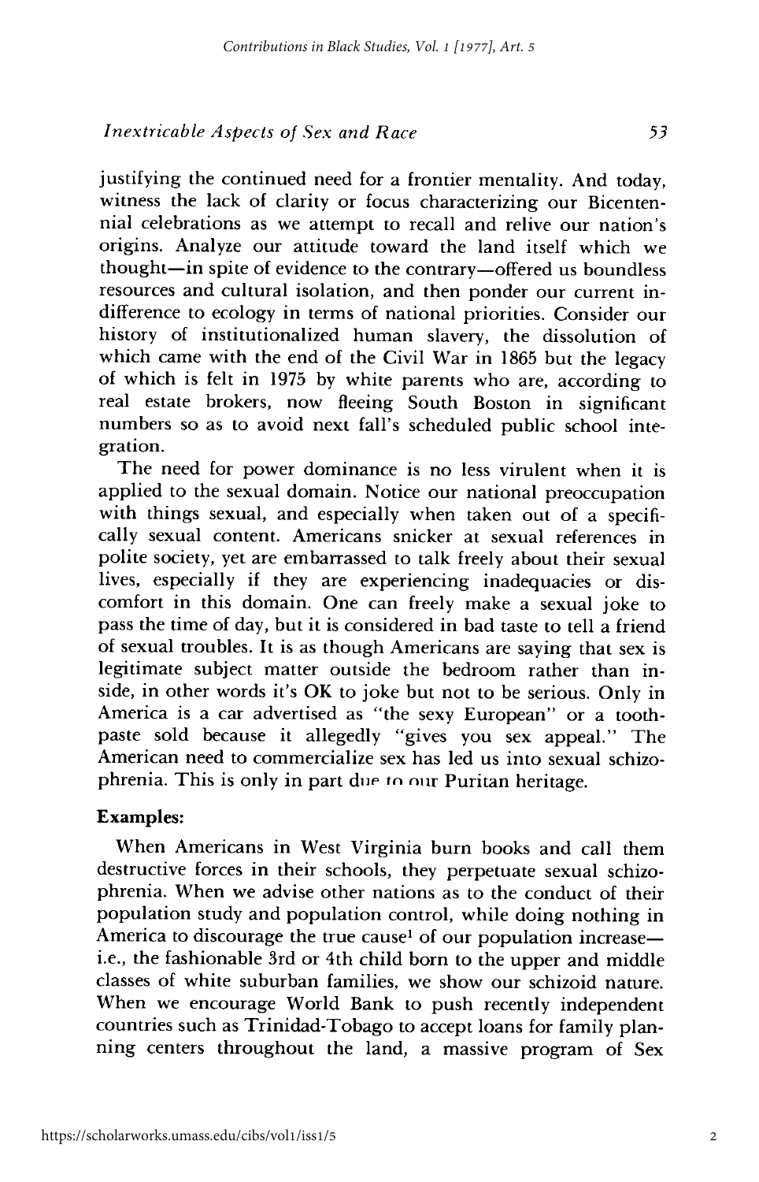justifying the continued need for a frontier mentality. And today, witness the lack of clarity or focus characterizing our Bicentennial celebrations as we attempt to recall and relive our nation's origins. Analyze our attitude toward the land itself which we thought—in spite of evidence to the contrary—offered us boundless resources and cultural isolation, and then ponder our current indifference to ecology in terms of national priorities. Consider our history of institutionalized human slavery, the dissolution of which came with the end of the Civil War in 1865 but the legacy of which is felt in 1975 by white parents who are, according to real estate brokers, now fleeing South Boston in significant numbers so as to avoid next fall's scheduled public school integration.

The need for power dominance is no less virulent when it is applied to the sexual domain. Notice our national preoccupation with things sexual, and especially when taken out of a specifically sexual content. Americans snicker at sexual references in polite society, yet are embarrassed to talk freely about their sexual lives, especially if they are experiencing inadequacies or discomfort in this domain. One can freely make a sexual joke to pass the time of day, but it is considered in bad taste to tell a friend of sexual troubles. It is as though Americans are saying that sex is legitimate subject matter outside the bedroom rather than inside, in other words it's OK to joke but not to be serious. Only in America is a car advertised as "the sexy European" or a toothpaste sold because it allegedly "gives you sex appeal." The American need to commercialize sex has led us into sexual schizophrenia. This is only in part due to our Puritan heritage.

**Examples:**

When Americans in West Virginia burn books and call them destructive forces in their schools, they perpetuate sexual schizophrenia. When we advise other nations as to the conduct of their population study and population control, while doing nothing in America to discourage the true cause[1] of our population increase—i.e., the fashionable 3rd or 4th child born to the upper and middle classes of white suburban families, we show our schizoid nature. When we encourage World Bank to push recently independent countries such as Trinidad-Tobago to accept loans for family planning centers throughout the land, a massive program of Sex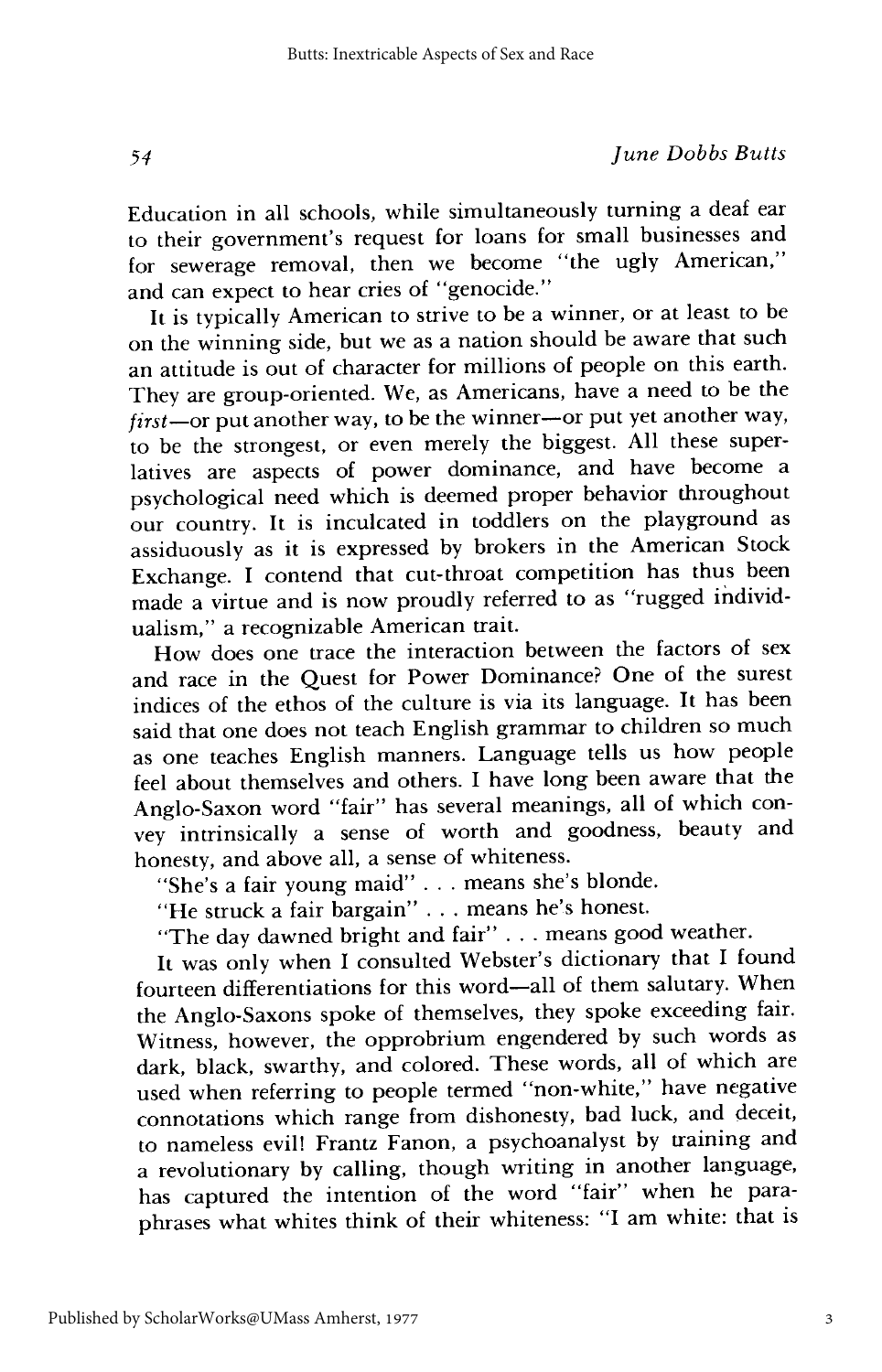Education in all schools, while simultaneously turning a deaf ear to their government's request for loans for small businesses and for sewerage removal, then we become "the ugly American," and can expect to hear cries of "genocide."

It is typically American to strive to be a winner, or at least to be on the winning side, but we as a nation should be aware that such an attitude is out of character for millions of people on this earth. They are group-oriented. We, as Americans, have a need to be the *first*—or put another way, to be the winner—or put yet another way, to be the strongest, or even merely the biggest. All these superlatives are aspects of power dominance, and have become a psychological need which is deemed proper behavior throughout our country. It is inculcated in toddlers on the playground as assiduously as it is expressed by brokers in the American Stock Exchange. I contend that cut-throat competition has thus been made a virtue and is now proudly referred to as "rugged individualism," a recognizable American trait.

How does one trace the interaction between the factors of sex and race in the Quest for Power Dominance? One of the surest indices of the ethos of the culture is via its language. It has been said that one does not teach English grammar to children so much as one teaches English manners. Language tells us how people feel about themselves and others. I have long been aware that the Anglo-Saxon word "fair" has several meanings, all of which convey intrinsically a sense of worth and goodness, beauty and honesty, and above all, a sense of whiteness.

"She's a fair young maid" . . . means she's blonde.

"He struck a fair bargain" . . . means he's honest.

"The day dawned bright and fair" . . . means good weather.

It was only when I consulted Webster's dictionary that I found fourteen differentiations for this word—all of them salutary. When the Anglo-Saxons spoke of themselves, they spoke exceeding fair. Witness, however, the opprobrium engendered by such words as dark, black, swarthy, and colored. These words, all of which are used when referring to people termed "non-white," have negative connotations which range from dishonesty, bad luck, and deceit, to nameless evil! Frantz Fanon, a psychoanalyst by training and a revolutionary by calling, though writing in another language, has captured the intention of the word "fair" when he paraphrases what whites think of their whiteness: "I am white: that is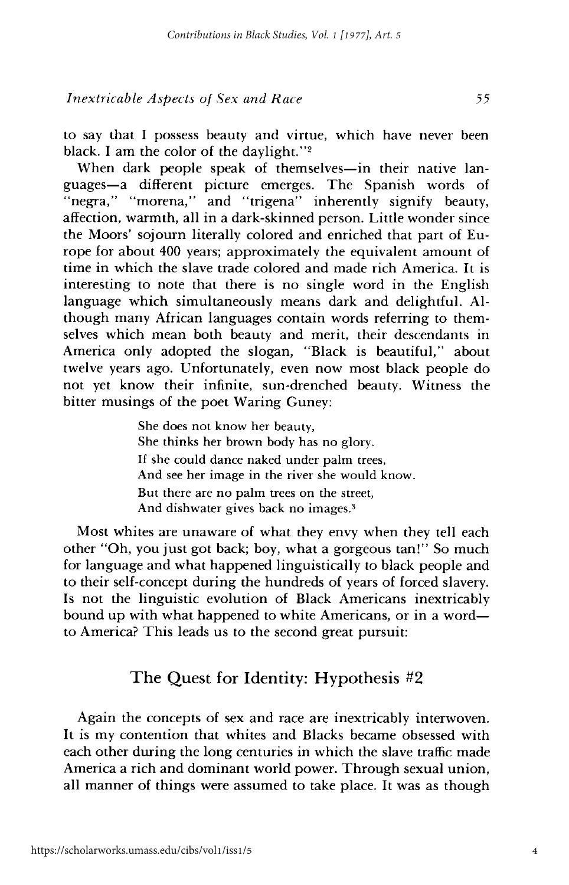to say that I possess beauty and virtue, which have never been black. I am the color of the daylight."[2]

When dark people speak of themselves—in their native languages—a different picture emerges. The Spanish words of "negra," "morena," and "trigena" inherently signify beauty, affection, warmth, all in a dark-skinned person. Little wonder since the Moors' sojourn literally colored and enriched that part of Europe for about 400 years; approximately the equivalent amount of time in which the slave trade colored and made rich America. It is interesting to note that there is no single word in the English language which simultaneously means dark and delightful. Although many African languages contain words referring to themselves which mean both beauty and merit, their descendants in America only adopted the slogan, "Black is beautiful," about twelve years ago. Unfortunately, even now most black people do not yet know their infinite, sun-drenched beauty. Witness the bitter musings of the poet Waring Guney:

> She does not know her beauty,
> She thinks her brown body has no glory.
> If she could dance naked under palm trees,
> And see her image in the river she would know.
> But there are no palm trees on the street,
> And dishwater gives back no images.[3]

Most whites are unaware of what they envy when they tell each other "Oh, you just got back; boy, what a gorgeous tan!" So much for language and what happened linguistically to black people and to their self-concept during the hundreds of years of forced slavery. Is not the linguistic evolution of Black Americans inextricably bound up with what happened to white Americans, or in a word—to America? This leads us to the second great pursuit:

## The Quest for Identity: Hypothesis #2

Again the concepts of sex and race are inextricably interwoven. It is my contention that whites and Blacks became obsessed with each other during the long centuries in which the slave traffic made America a rich and dominant world power. Through sexual union, all manner of things were assumed to take place. It was as though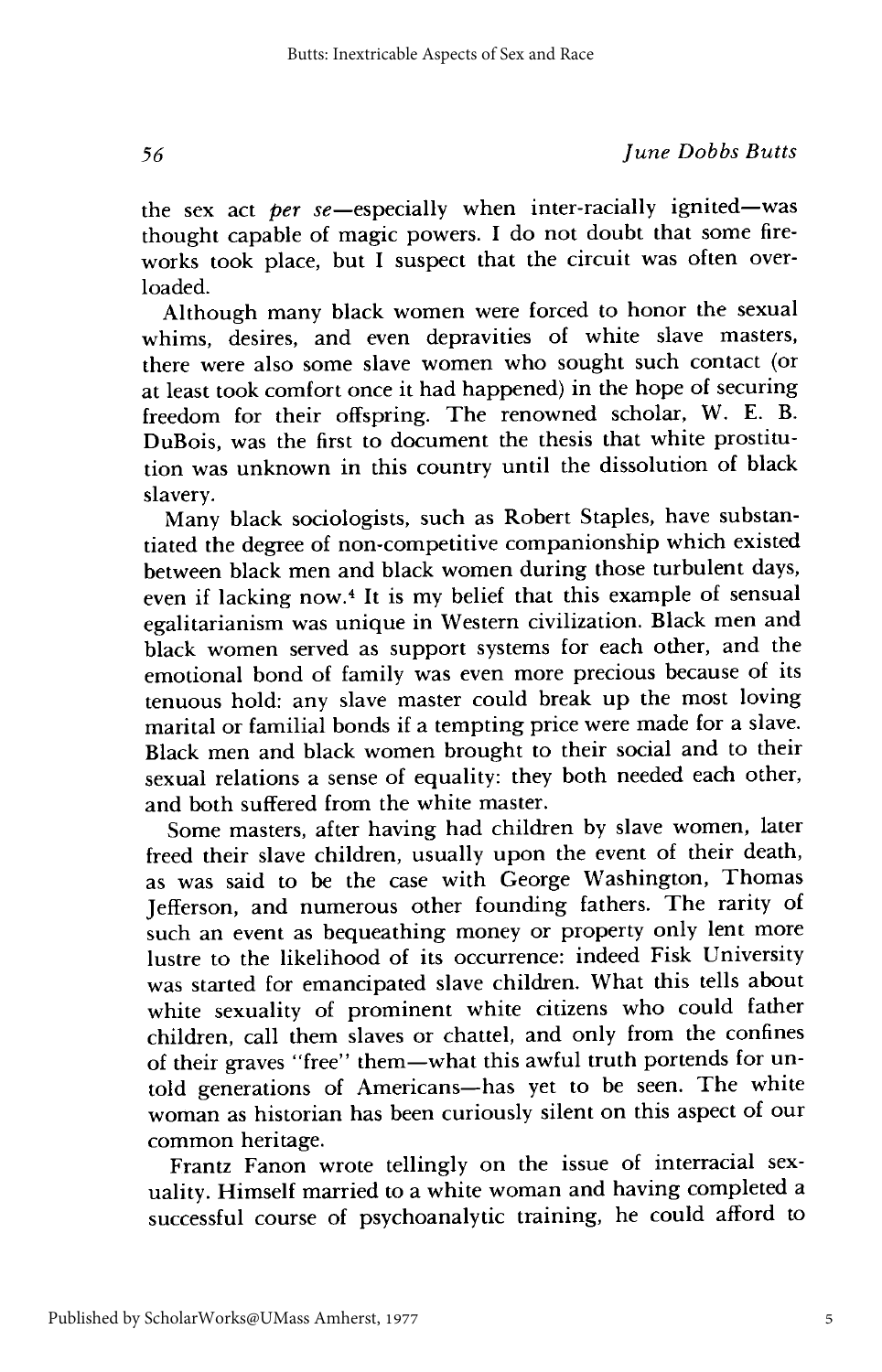the sex act *per se*—especially when inter-racially ignited—was thought capable of magic powers. I do not doubt that some fireworks took place, but I suspect that the circuit was often overloaded.

Although many black women were forced to honor the sexual whims, desires, and even depravities of white slave masters, there were also some slave women who sought such contact (or at least took comfort once it had happened) in the hope of securing freedom for their offspring. The renowned scholar, W. E. B. DuBois, was the first to document the thesis that white prostitution was unknown in this country until the dissolution of black slavery.

Many black sociologists, such as Robert Staples, have substantiated the degree of non-competitive companionship which existed between black men and black women during those turbulent days, even if lacking now.[4] It is my belief that this example of sensual egalitarianism was unique in Western civilization. Black men and black women served as support systems for each other, and the emotional bond of family was even more precious because of its tenuous hold: any slave master could break up the most loving marital or familial bonds if a tempting price were made for a slave. Black men and black women brought to their social and to their sexual relations a sense of equality: they both needed each other, and both suffered from the white master.

Some masters, after having had children by slave women, later freed their slave children, usually upon the event of their death, as was said to be the case with George Washington, Thomas Jefferson, and numerous other founding fathers. The rarity of such an event as bequeathing money or property only lent more lustre to the likelihood of its occurrence: indeed Fisk University was started for emancipated slave children. What this tells about white sexuality of prominent white citizens who could father children, call them slaves or chattel, and only from the confines of their graves "free" them—what this awful truth portends for untold generations of Americans—has yet to be seen. The white woman as historian has been curiously silent on this aspect of our common heritage.

Frantz Fanon wrote tellingly on the issue of interracial sexuality. Himself married to a white woman and having completed a successful course of psychoanalytic training, he could afford to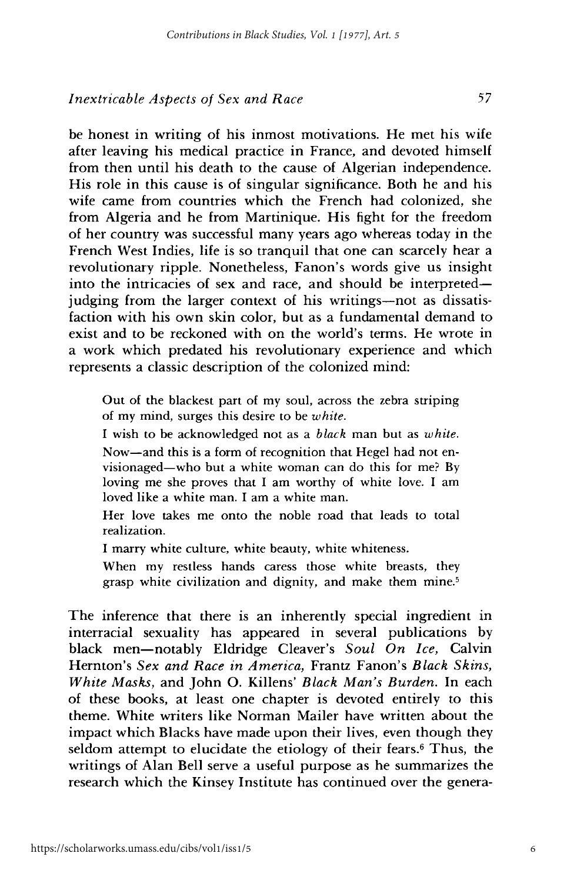be honest in writing of his inmost motivations. He met his wife after leaving his medical practice in France, and devoted himself from then until his death to the cause of Algerian independence. His role in this cause is of singular significance. Both he and his wife came from countries which the French had colonized, she from Algeria and he from Martinique. His fight for the freedom of her country was successful many years ago whereas today in the French West Indies, life is so tranquil that one can scarcely hear a revolutionary ripple. Nonetheless, Fanon's words give us insight into the intricacies of sex and race, and should be interpreted—judging from the larger context of his writings—not as dissatisfaction with his own skin color, but as a fundamental demand to exist and to be reckoned with on the world's terms. He wrote in a work which predated his revolutionary experience and which represents a classic description of the colonized mind:

> Out of the blackest part of my soul, across the zebra striping of my mind, surges this desire to be *white.*
>
> I wish to be acknowledged not as a *black* man but as *white.*
>
> Now—and this is a form of recognition that Hegel had not envisionaged—who but a white woman can do this for me? By loving me she proves that I am worthy of white love. I am loved like a white man. I am a white man.
>
> Her love takes me onto the noble road that leads to total realization.
>
> I marry white culture, white beauty, white whiteness.
>
> When my restless hands caress those white breasts, they grasp white civilization and dignity, and make them mine.[5]

The inference that there is an inherently special ingredient in interracial sexuality has appeared in several publications by black men—notably Eldridge Cleaver's *Soul On Ice,* Calvin Hernton's *Sex and Race in America,* Frantz Fanon's *Black Skins, White Masks,* and John O. Killens' *Black Man's Burden.* In each of these books, at least one chapter is devoted entirely to this theme. White writers like Norman Mailer have written about the impact which Blacks have made upon their lives, even though they seldom attempt to elucidate the etiology of their fears.[6] Thus, the writings of Alan Bell serve a useful purpose as he summarizes the research which the Kinsey Institute has continued over the genera-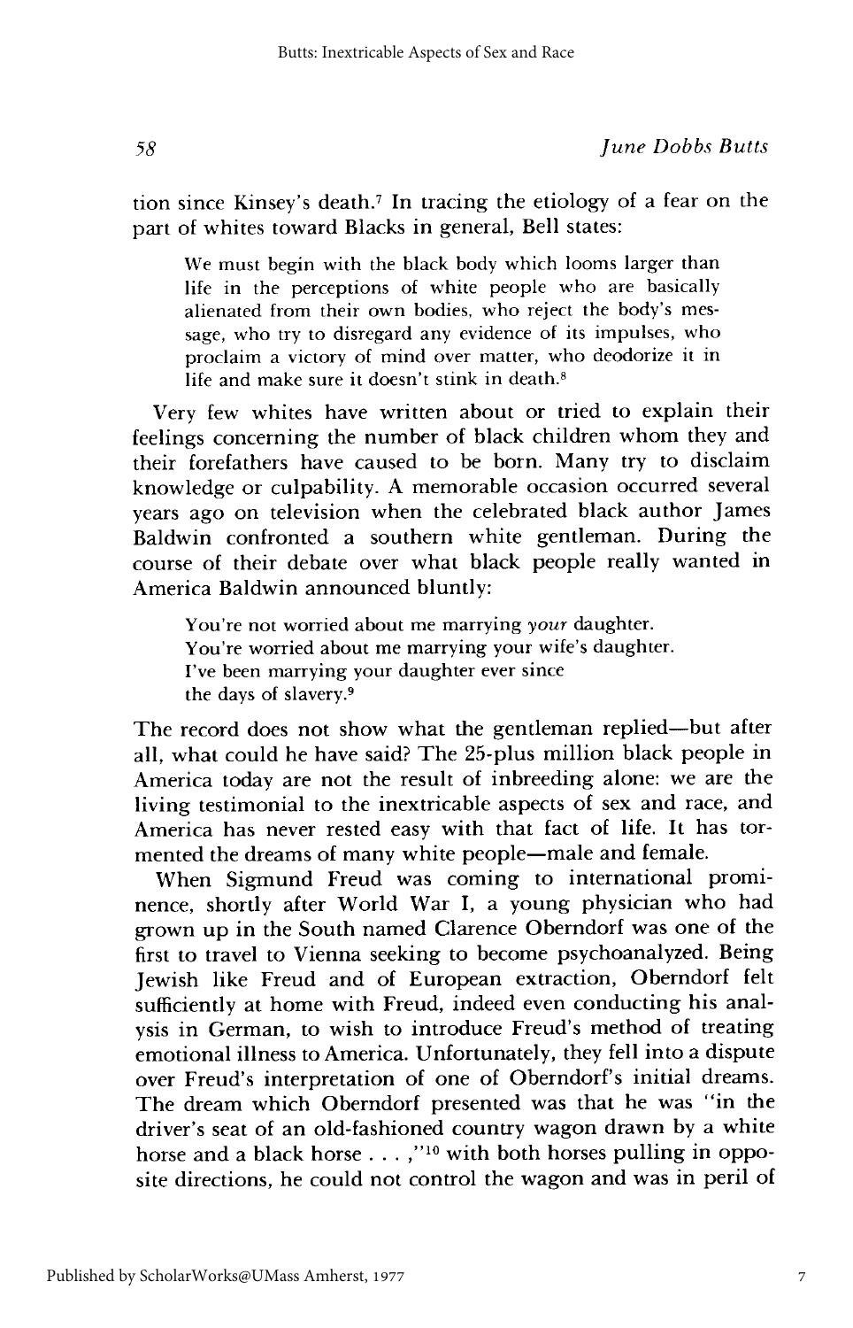tion since Kinsey's death.[7] In tracing the etiology of a fear on the part of whites toward Blacks in general, Bell states:

> We must begin with the black body which looms larger than life in the perceptions of white people who are basically alienated from their own bodies, who reject the body's message, who try to disregard any evidence of its impulses, who proclaim a victory of mind over matter, who deodorize it in life and make sure it doesn't stink in death.[8]

Very few whites have written about or tried to explain their feelings concerning the number of black children whom they and their forefathers have caused to be born. Many try to disclaim knowledge or culpability. A memorable occasion occurred several years ago on television when the celebrated black author James Baldwin confronted a southern white gentleman. During the course of their debate over what black people really wanted in America Baldwin announced bluntly:

> You're not worried about me marrying *your* daughter.
> You're worried about me marrying your wife's daughter.
> I've been marrying your daughter ever since
> the days of slavery.[9]

The record does not show what the gentleman replied—but after all, what could he have said? The 25-plus million black people in America today are not the result of inbreeding alone: we are the living testimonial to the inextricable aspects of sex and race, and America has never rested easy with that fact of life. It has tormented the dreams of many white people—male and female.

When Sigmund Freud was coming to international prominence, shortly after World War I, a young physician who had grown up in the South named Clarence Oberndorf was one of the first to travel to Vienna seeking to become psychoanalyzed. Being Jewish like Freud and of European extraction, Oberndorf felt sufficiently at home with Freud, indeed even conducting his analysis in German, to wish to introduce Freud's method of treating emotional illness to America. Unfortunately, they fell into a dispute over Freud's interpretation of one of Oberndorf's initial dreams. The dream which Oberndorf presented was that he was "in the driver's seat of an old-fashioned country wagon drawn by a white horse and a black horse . . . ,"[10] with both horses pulling in opposite directions, he could not control the wagon and was in peril of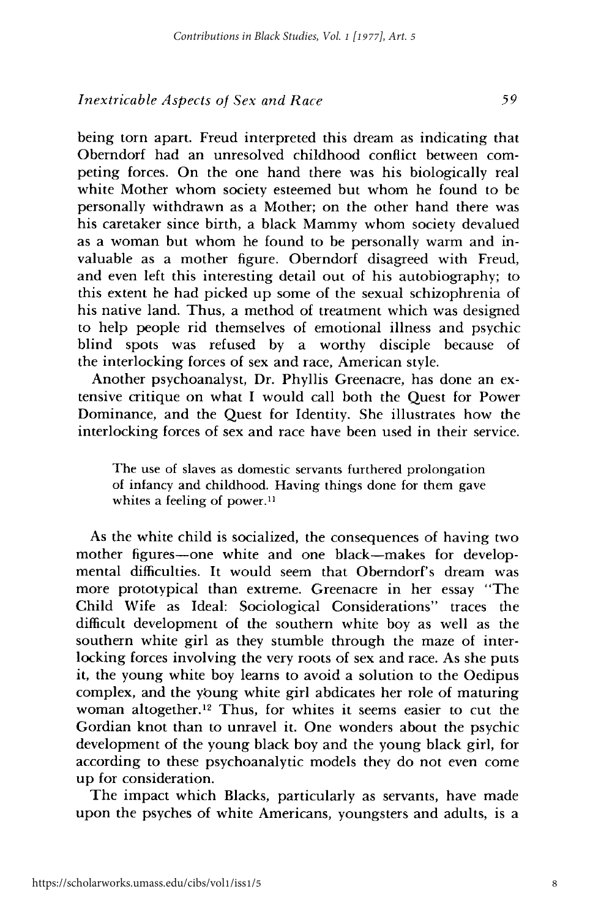being torn apart. Freud interpreted this dream as indicating that Oberndorf had an unresolved childhood conflict between competing forces. On the one hand there was his biologically real white Mother whom society esteemed but whom he found to be personally withdrawn as a Mother; on the other hand there was his caretaker since birth, a black Mammy whom society devalued as a woman but whom he found to be personally warm and invaluable as a mother figure. Oberndorf disagreed with Freud, and even left this interesting detail out of his autobiography; to this extent he had picked up some of the sexual schizophrenia of his native land. Thus, a method of treatment which was designed to help people rid themselves of emotional illness and psychic blind spots was refused by a worthy disciple because of the interlocking forces of sex and race, American style.

Another psychoanalyst, Dr. Phyllis Greenacre, has done an extensive critique on what I would call both the Quest for Power Dominance, and the Quest for Identity. She illustrates how the interlocking forces of sex and race have been used in their service.

> The use of slaves as domestic servants furthered prolongation of infancy and childhood. Having things done for them gave whites a feeling of power.[11]

As the white child is socialized, the consequences of having two mother figures—one white and one black—makes for developmental difficulties. It would seem that Oberndorf's dream was more prototypical than extreme. Greenacre in her essay "The Child Wife as Ideal: Sociological Considerations" traces the difficult development of the southern white boy as well as the southern white girl as they stumble through the maze of interlocking forces involving the very roots of sex and race. As she puts it, the young white boy learns to avoid a solution to the Oedipus complex, and the young white girl abdicates her role of maturing woman altogether.[12] Thus, for whites it seems easier to cut the Gordian knot than to unravel it. One wonders about the psychic development of the young black boy and the young black girl, for according to these psychoanalytic models they do not even come up for consideration.

The impact which Blacks, particularly as servants, have made upon the psyches of white Americans, youngsters and adults, is a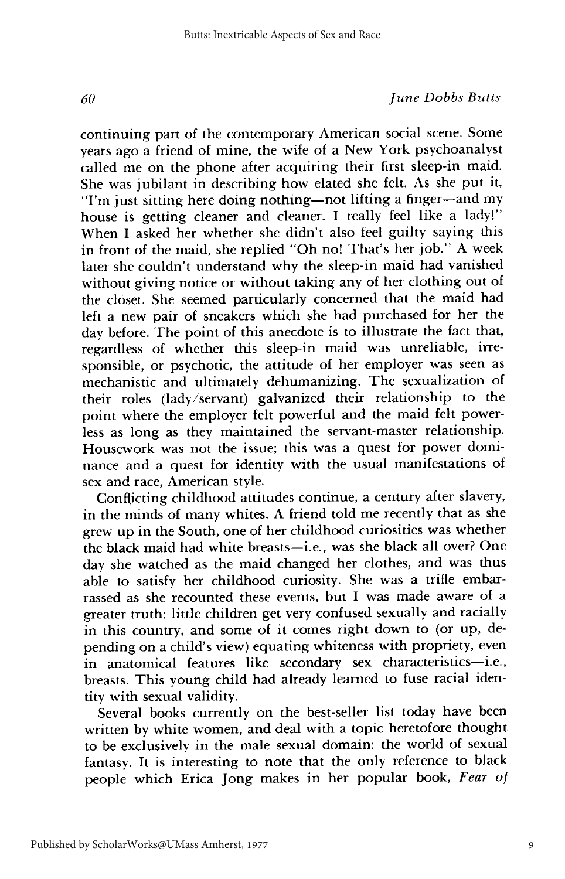continuing part of the contemporary American social scene. Some years ago a friend of mine, the wife of a New York psychoanalyst called me on the phone after acquiring their first sleep-in maid. She was jubilant in describing how elated she felt. As she put it, "I'm just sitting here doing nothing—not lifting a finger—and my house is getting cleaner and cleaner. I really feel like a lady!" When I asked her whether she didn't also feel guilty saying this in front of the maid, she replied "Oh no! That's her job." A week later she couldn't understand why the sleep-in maid had vanished without giving notice or without taking any of her clothing out of the closet. She seemed particularly concerned that the maid had left a new pair of sneakers which she had purchased for her the day before. The point of this anecdote is to illustrate the fact that, regardless of whether this sleep-in maid was unreliable, irresponsible, or psychotic, the attitude of her employer was seen as mechanistic and ultimately dehumanizing. The sexualization of their roles (lady/servant) galvanized their relationship to the point where the employer felt powerful and the maid felt powerless as long as they maintained the servant-master relationship. Housework was not the issue; this was a quest for power dominance and a quest for identity with the usual manifestations of sex and race, American style.

Conflicting childhood attitudes continue, a century after slavery, in the minds of many whites. A friend told me recently that as she grew up in the South, one of her childhood curiosities was whether the black maid had white breasts—i.e., was she black all over? One day she watched as the maid changed her clothes, and was thus able to satisfy her childhood curiosity. She was a trifle embarrassed as she recounted these events, but I was made aware of a greater truth: little children get very confused sexually and racially in this country, and some of it comes right down to (or up, depending on a child's view) equating whiteness with propriety, even in anatomical features like secondary sex characteristics—i.e., breasts. This young child had already learned to fuse racial identity with sexual validity.

Several books currently on the best-seller list today have been written by white women, and deal with a topic heretofore thought to be exclusively in the male sexual domain: the world of sexual fantasy. It is interesting to note that the only reference to black people which Erica Jong makes in her popular book, *Fear of*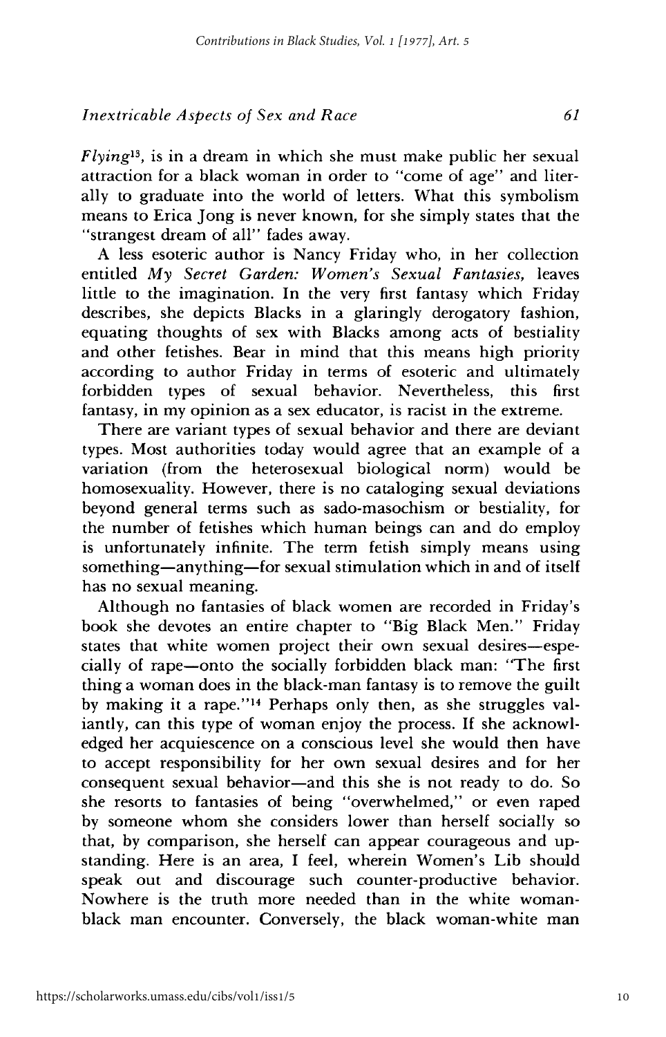*Flying*[13], is in a dream in which she must make public her sexual attraction for a black woman in order to "come of age" and literally to graduate into the world of letters. What this symbolism means to Erica Jong is never known, for she simply states that the "strangest dream of all" fades away.

A less esoteric author is Nancy Friday who, in her collection entitled *My Secret Garden: Women's Sexual Fantasies,* leaves little to the imagination. In the very first fantasy which Friday describes, she depicts Blacks in a glaringly derogatory fashion, equating thoughts of sex with Blacks among acts of bestiality and other fetishes. Bear in mind that this means high priority according to author Friday in terms of esoteric and ultimately forbidden types of sexual behavior. Nevertheless, this first fantasy, in my opinion as a sex educator, is racist in the extreme.

There are variant types of sexual behavior and there are deviant types. Most authorities today would agree that an example of a variation (from the heterosexual biological norm) would be homosexuality. However, there is no cataloging sexual deviations beyond general terms such as sado-masochism or bestiality, for the number of fetishes which human beings can and do employ is unfortunately infinite. The term fetish simply means using something—anything—for sexual stimulation which in and of itself has no sexual meaning.

Although no fantasies of black women are recorded in Friday's book she devotes an entire chapter to "Big Black Men." Friday states that white women project their own sexual desires—especially of rape—onto the socially forbidden black man: "The first thing a woman does in the black-man fantasy is to remove the guilt by making it a rape."[14] Perhaps only then, as she struggles valiantly, can this type of woman enjoy the process. If she acknowledged her acquiescence on a conscious level she would then have to accept responsibility for her own sexual desires and for her consequent sexual behavior—and this she is not ready to do. So she resorts to fantasies of being "overwhelmed," or even raped by someone whom she considers lower than herself socially so that, by comparison, she herself can appear courageous and upstanding. Here is an area, I feel, wherein Women's Lib should speak out and discourage such counter-productive behavior. Nowhere is the truth more needed than in the white woman-black man encounter. Conversely, the black woman-white man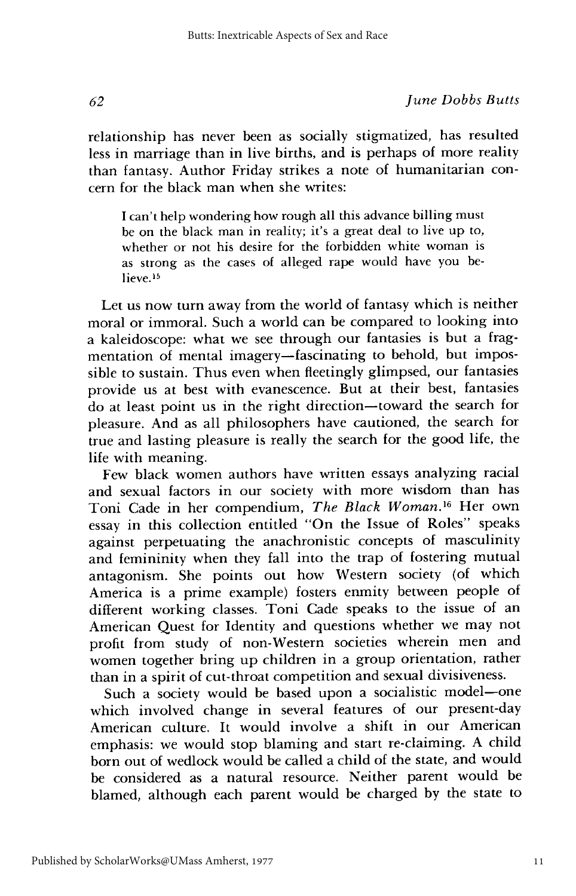relationship has never been as socially stigmatized, has resulted less in marriage than in live births, and is perhaps of more reality than fantasy. Author Friday strikes a note of humanitarian concern for the black man when she writes:

> I can't help wondering how rough all this advance billing must be on the black man in reality; it's a great deal to live up to, whether or not his desire for the forbidden white woman is as strong as the cases of alleged rape would have you believe.[15]

Let us now turn away from the world of fantasy which is neither moral or immoral. Such a world can be compared to looking into a kaleidoscope: what we see through our fantasies is but a fragmentation of mental imagery—fascinating to behold, but impossible to sustain. Thus even when fleetingly glimpsed, our fantasies provide us at best with evanescence. But at their best, fantasies do at least point us in the right direction—toward the search for pleasure. And as all philosophers have cautioned, the search for true and lasting pleasure is really the search for the good life, the life with meaning.

Few black women authors have written essays analyzing racial and sexual factors in our society with more wisdom than has Toni Cade in her compendium, *The Black Woman*.[16] Her own essay in this collection entitled "On the Issue of Roles" speaks against perpetuating the anachronistic concepts of masculinity and femininity when they fall into the trap of fostering mutual antagonism. She points out how Western society (of which America is a prime example) fosters enmity between people of different working classes. Toni Cade speaks to the issue of an American Quest for Identity and questions whether we may not profit from study of non-Western societies wherein men and women together bring up children in a group orientation, rather than in a spirit of cut-throat competition and sexual divisiveness.

Such a society would be based upon a socialistic model—one which involved change in several features of our present-day American culture. It would involve a shift in our American emphasis: we would stop blaming and start re-claiming. A child born out of wedlock would be called a child of the state, and would be considered as a natural resource. Neither parent would be blamed, although each parent would be charged by the state to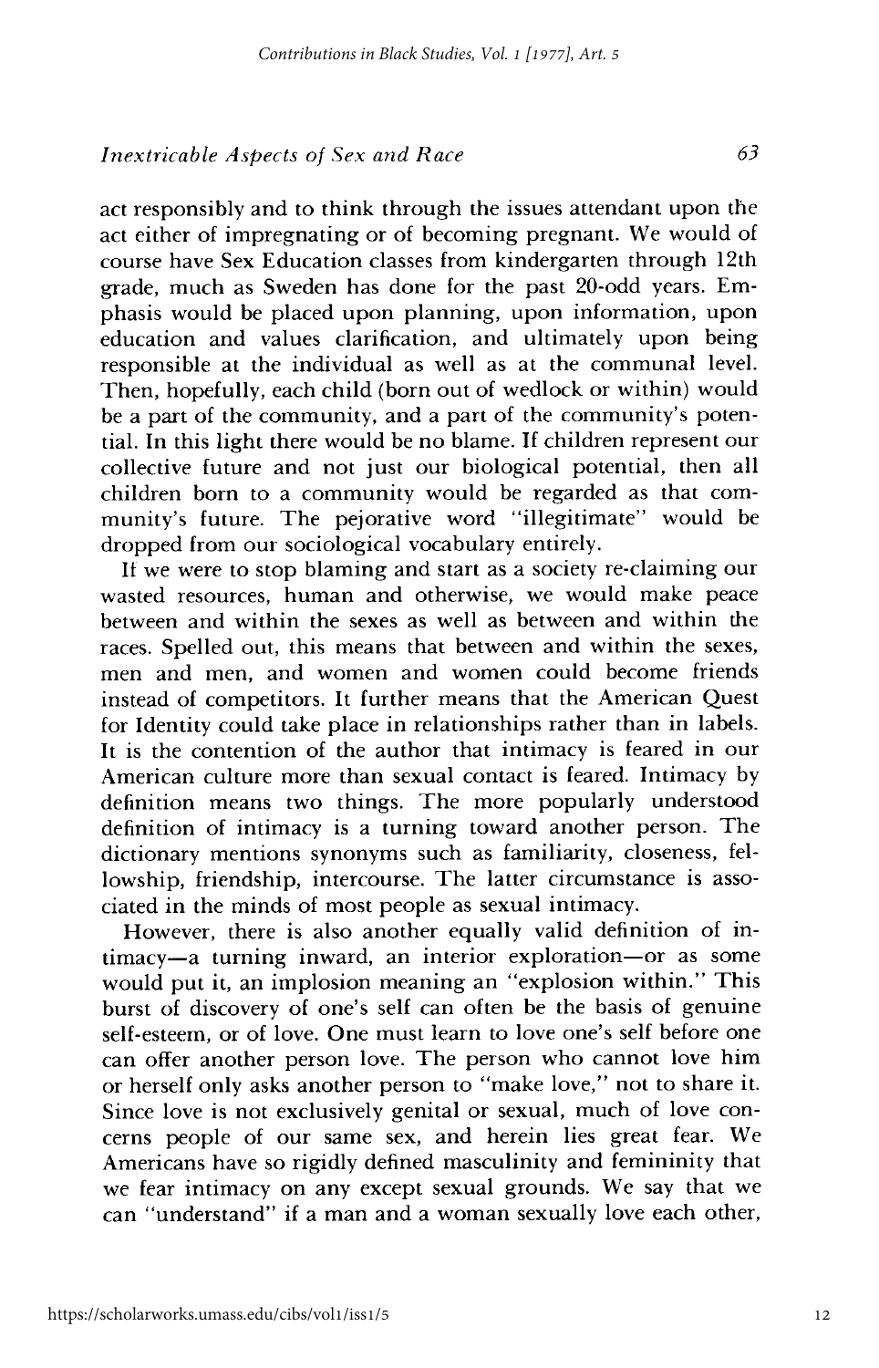act responsibly and to think through the issues attendant upon the act either of impregnating or of becoming pregnant. We would of course have Sex Education classes from kindergarten through 12th grade, much as Sweden has done for the past 20-odd years. Emphasis would be placed upon planning, upon information, upon education and values clarification, and ultimately upon being responsible at the individual as well as at the communal level. Then, hopefully, each child (born out of wedlock or within) would be a part of the community, and a part of the community's potential. In this light there would be no blame. If children represent our collective future and not just our biological potential, then all children born to a community would be regarded as that community's future. The pejorative word "illegitimate" would be dropped from our sociological vocabulary entirely.

If we were to stop blaming and start as a society re-claiming our wasted resources, human and otherwise, we would make peace between and within the sexes as well as between and within the races. Spelled out, this means that between and within the sexes, men and men, and women and women could become friends instead of competitors. It further means that the American Quest for Identity could take place in relationships rather than in labels. It is the contention of the author that intimacy is feared in our American culture more than sexual contact is feared. Intimacy by definition means two things. The more popularly understood definition of intimacy is a turning toward another person. The dictionary mentions synonyms such as familiarity, closeness, fellowship, friendship, intercourse. The latter circumstance is associated in the minds of most people as sexual intimacy.

However, there is also another equally valid definition of intimacy—a turning inward, an interior exploration—or as some would put it, an implosion meaning an "explosion within." This burst of discovery of one's self can often be the basis of genuine self-esteem, or of love. One must learn to love one's self before one can offer another person love. The person who cannot love him or herself only asks another person to "make love," not to share it. Since love is not exclusively genital or sexual, much of love concerns people of our same sex, and herein lies great fear. We Americans have so rigidly defined masculinity and femininity that we fear intimacy on any except sexual grounds. We say that we can "understand" if a man and a woman sexually love each other,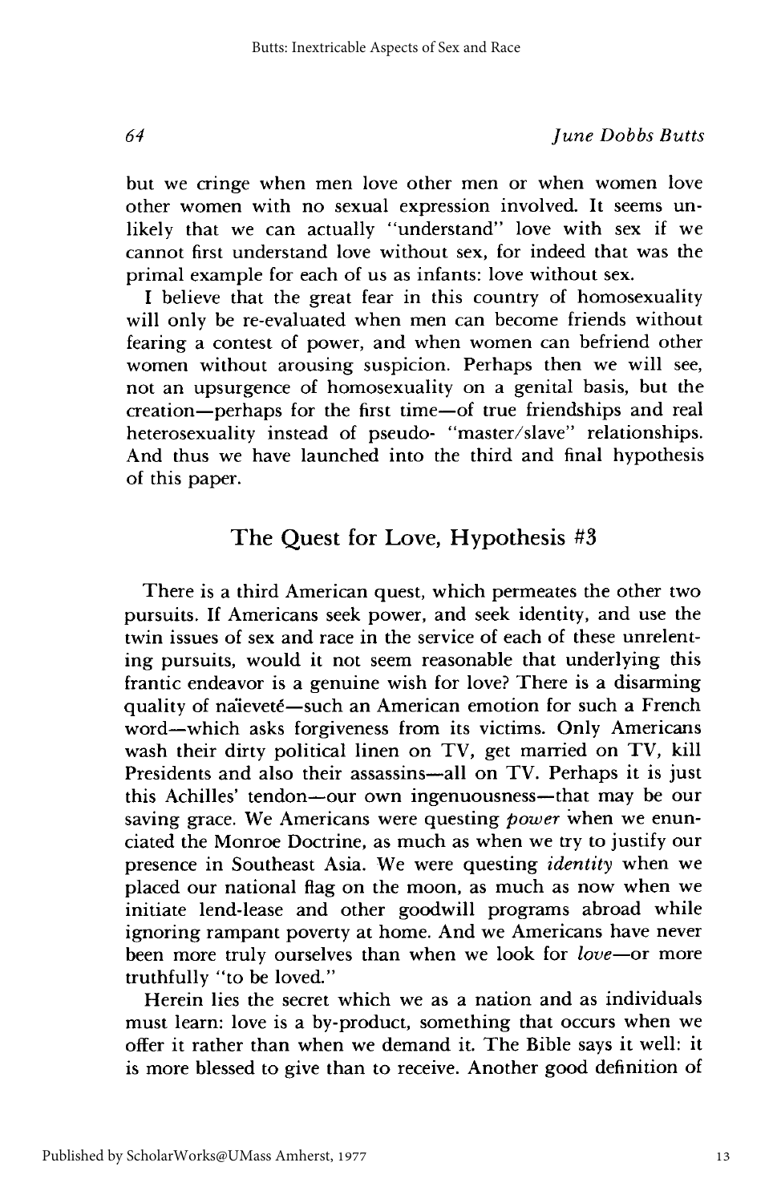but we cringe when men love other men or when women love other women with no sexual expression involved. It seems unlikely that we can actually "understand" love with sex if we cannot first understand love without sex, for indeed that was the primal example for each of us as infants: love without sex.

I believe that the great fear in this country of homosexuality will only be re-evaluated when men can become friends without fearing a contest of power, and when women can befriend other women without arousing suspicion. Perhaps then we will see, not an upsurgence of homosexuality on a genital basis, but the creation—perhaps for the first time—of true friendships and real heterosexuality instead of pseudo- "master/slave" relationships. And thus we have launched into the third and final hypothesis of this paper.

## The Quest for Love, Hypothesis #3

There is a third American quest, which permeates the other two pursuits. If Americans seek power, and seek identity, and use the twin issues of sex and race in the service of each of these unrelenting pursuits, would it not seem reasonable that underlying this frantic endeavor is a genuine wish for love? There is a disarming quality of naïeveté—such an American emotion for such a French word—which asks forgiveness from its victims. Only Americans wash their dirty political linen on TV, get married on TV, kill Presidents and also their assassins—all on TV. Perhaps it is just this Achilles' tendon—our own ingenuousness—that may be our saving grace. We Americans were questing *power* when we enunciated the Monroe Doctrine, as much as when we try to justify our presence in Southeast Asia. We were questing *identity* when we placed our national flag on the moon, as much as now when we initiate lend-lease and other goodwill programs abroad while ignoring rampant poverty at home. And we Americans have never been more truly ourselves than when we look for *love*—or more truthfully "to be loved."

Herein lies the secret which we as a nation and as individuals must learn: love is a by-product, something that occurs when we offer it rather than when we demand it. The Bible says it well: it is more blessed to give than to receive. Another good definition of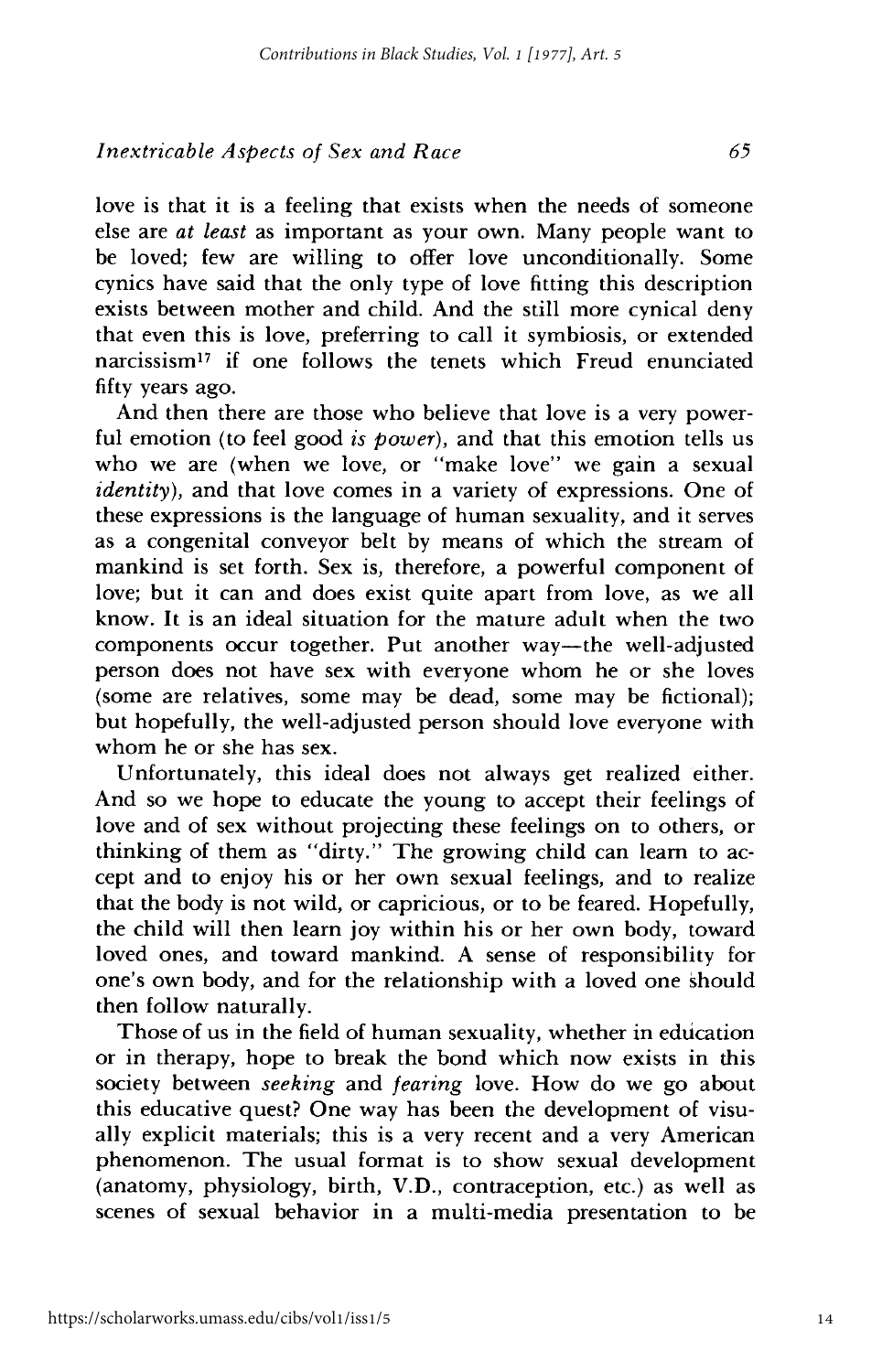love is that it is a feeling that exists when the needs of someone else are *at least* as important as your own. Many people want to be loved; few are willing to offer love unconditionally. Some cynics have said that the only type of love fitting this description exists between mother and child. And the still more cynical deny that even this is love, preferring to call it symbiosis, or extended narcissism[17] if one follows the tenets which Freud enunciated fifty years ago.

And then there are those who believe that love is a very powerful emotion (to feel good *is power*), and that this emotion tells us who we are (when we love, or "make love" we gain a sexual *identity*), and that love comes in a variety of expressions. One of these expressions is the language of human sexuality, and it serves as a congenital conveyor belt by means of which the stream of mankind is set forth. Sex is, therefore, a powerful component of love; but it can and does exist quite apart from love, as we all know. It is an ideal situation for the mature adult when the two components occur together. Put another way—the well-adjusted person does not have sex with everyone whom he or she loves (some are relatives, some may be dead, some may be fictional); but hopefully, the well-adjusted person should love everyone with whom he or she has sex.

Unfortunately, this ideal does not always get realized either. And so we hope to educate the young to accept their feelings of love and of sex without projecting these feelings on to others, or thinking of them as "dirty." The growing child can learn to accept and to enjoy his or her own sexual feelings, and to realize that the body is not wild, or capricious, or to be feared. Hopefully, the child will then learn joy within his or her own body, toward loved ones, and toward mankind. A sense of responsibility for one's own body, and for the relationship with a loved one should then follow naturally.

Those of us in the field of human sexuality, whether in education or in therapy, hope to break the bond which now exists in this society between *seeking* and *fearing* love. How do we go about this educative quest? One way has been the development of visually explicit materials; this is a very recent and a very American phenomenon. The usual format is to show sexual development (anatomy, physiology, birth, V.D., contraception, etc.) as well as scenes of sexual behavior in a multi-media presentation to be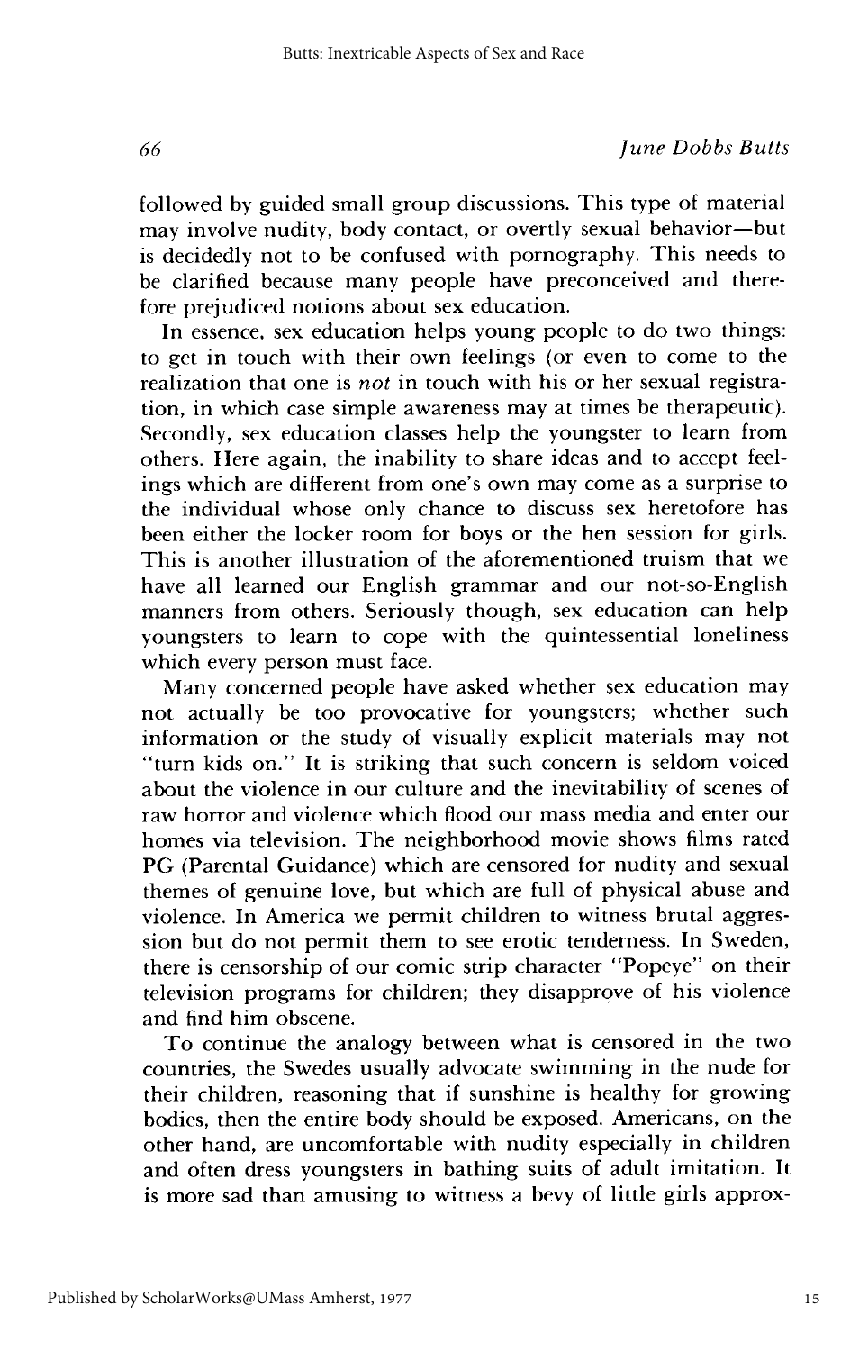followed by guided small group discussions. This type of material may involve nudity, body contact, or overtly sexual behavior—but is decidedly not to be confused with pornography. This needs to be clarified because many people have preconceived and therefore prejudiced notions about sex education.

In essence, sex education helps young people to do two things: to get in touch with their own feelings (or even to come to the realization that one is *not* in touch with his or her sexual registration, in which case simple awareness may at times be therapeutic). Secondly, sex education classes help the youngster to learn from others. Here again, the inability to share ideas and to accept feelings which are different from one's own may come as a surprise to the individual whose only chance to discuss sex heretofore has been either the locker room for boys or the hen session for girls. This is another illustration of the aforementioned truism that we have all learned our English grammar and our not-so-English manners from others. Seriously though, sex education can help youngsters to learn to cope with the quintessential loneliness which every person must face.

Many concerned people have asked whether sex education may not actually be too provocative for youngsters; whether such information or the study of visually explicit materials may not "turn kids on." It is striking that such concern is seldom voiced about the violence in our culture and the inevitability of scenes of raw horror and violence which flood our mass media and enter our homes via television. The neighborhood movie shows films rated PG (Parental Guidance) which are censored for nudity and sexual themes of genuine love, but which are full of physical abuse and violence. In America we permit children to witness brutal aggression but do not permit them to see erotic tenderness. In Sweden, there is censorship of our comic strip character "Popeye" on their television programs for children; they disapprove of his violence and find him obscene.

To continue the analogy between what is censored in the two countries, the Swedes usually advocate swimming in the nude for their children, reasoning that if sunshine is healthy for growing bodies, then the entire body should be exposed. Americans, on the other hand, are uncomfortable with nudity especially in children and often dress youngsters in bathing suits of adult imitation. It is more sad than amusing to witness a bevy of little girls approx-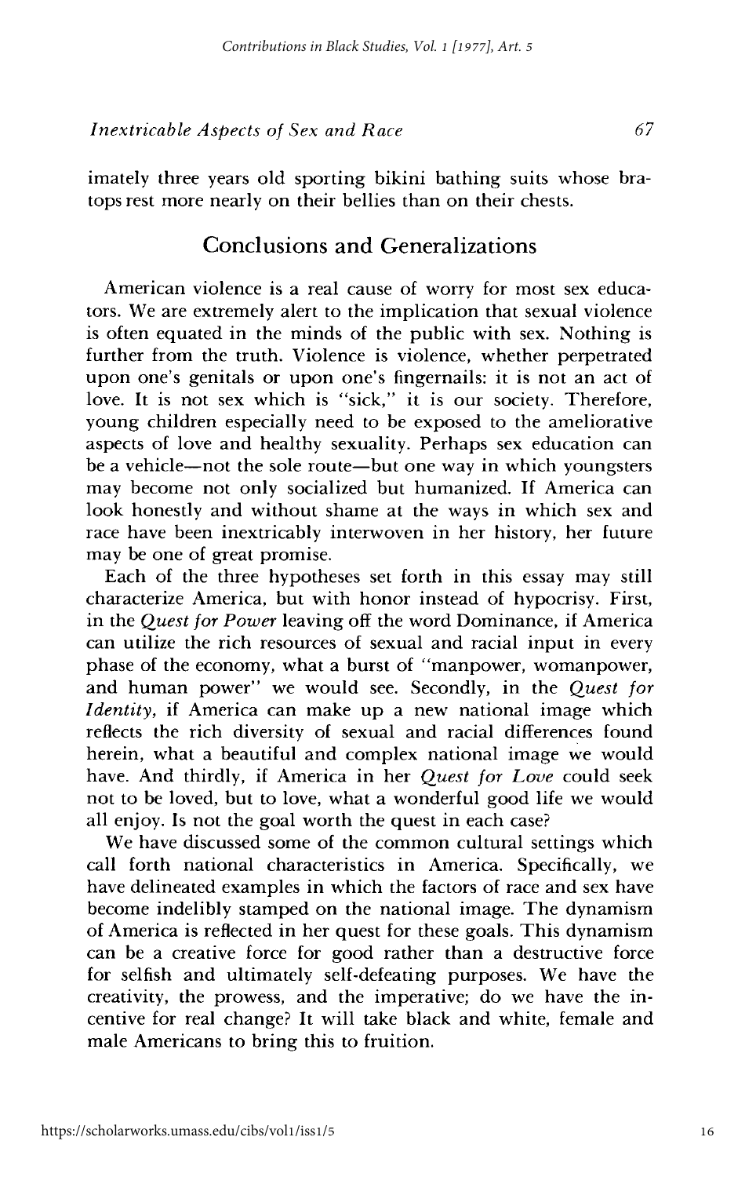imately three years old sporting bikini bathing suits whose bra-tops rest more nearly on their bellies than on their chests.

## Conclusions and Generalizations

American violence is a real cause of worry for most sex educators. We are extremely alert to the implication that sexual violence is often equated in the minds of the public with sex. Nothing is further from the truth. Violence is violence, whether perpetrated upon one's genitals or upon one's fingernails: it is not an act of love. It is not sex which is "sick," it is our society. Therefore, young children especially need to be exposed to the ameliorative aspects of love and healthy sexuality. Perhaps sex education can be a vehicle—not the sole route—but one way in which youngsters may become not only socialized but humanized. If America can look honestly and without shame at the ways in which sex and race have been inextricably interwoven in her history, her future may be one of great promise.

Each of the three hypotheses set forth in this essay may still characterize America, but with honor instead of hypocrisy. First, in the *Quest for Power* leaving off the word Dominance, if America can utilize the rich resources of sexual and racial input in every phase of the economy, what a burst of "manpower, womanpower, and human power" we would see. Secondly, in the *Quest for Identity*, if America can make up a new national image which reflects the rich diversity of sexual and racial differences found herein, what a beautiful and complex national image we would have. And thirdly, if America in her *Quest for Love* could seek not to be loved, but to love, what a wonderful good life we would all enjoy. Is not the goal worth the quest in each case?

We have discussed some of the common cultural settings which call forth national characteristics in America. Specifically, we have delineated examples in which the factors of race and sex have become indelibly stamped on the national image. The dynamism of America is reflected in her quest for these goals. This dynamism can be a creative force for good rather than a destructive force for selfish and ultimately self-defeating purposes. We have the creativity, the prowess, and the imperative; do we have the incentive for real change? It will take black and white, female and male Americans to bring this to fruition.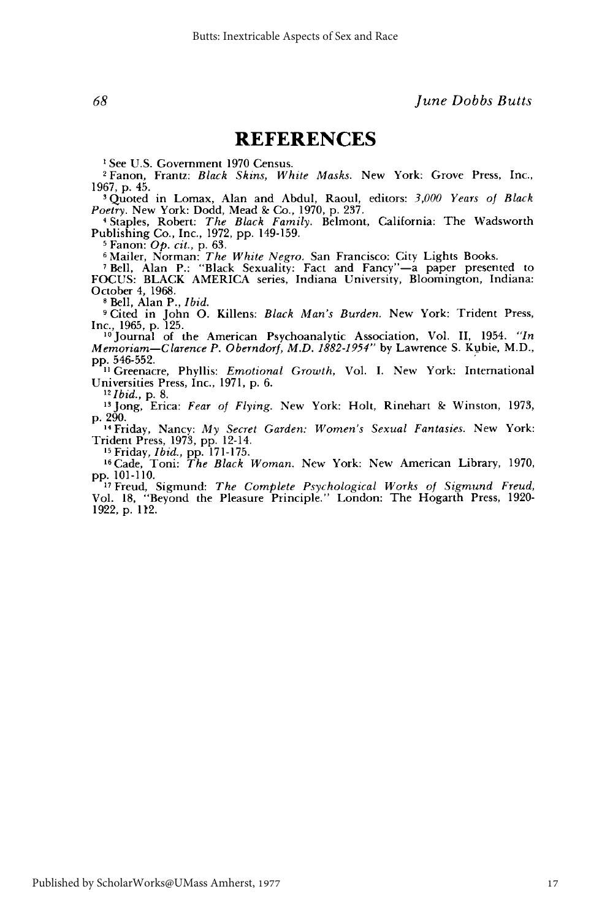## REFERENCES

[1] See U.S. Government 1970 Census.

[2] Fanon, Frantz: *Black Skins, White Masks.* New York: Grove Press, Inc., 1967, p. 45.

[3] Quoted in Lomax, Alan and Abdul, Raoul, editors: *3,000 Years of Black Poetry.* New York: Dodd, Mead & Co., 1970, p. 237.

[4] Staples, Robert: *The Black Family.* Belmont, California: The Wadsworth Publishing Co., Inc., 1972, pp. 149-159.

[5] Fanon: *Op. cit.*, p. 63.

[6] Mailer, Norman: *The White Negro.* San Francisco: City Lights Books.

[7] Bell, Alan P.: "Black Sexuality: Fact and Fancy"—a paper presented to FOCUS: BLACK AMERICA series, Indiana University, Bloomington, Indiana: October 4, 1968.

[8] Bell, Alan P., *Ibid.*

[9] Cited in John O. Killens: *Black Man's Burden.* New York: Trident Press, Inc., 1965, p. 125.

[10] Journal of the American Psychoanalytic Association, Vol. II, 1954. *"In Memoriam—Clarence P. Oberndorf, M.D. 1882-1954"* by Lawrence S. Kubie, M.D., pp. 546-552.

[11] Greenacre, Phyllis: *Emotional Growth,* Vol. I. New York: International Universities Press, Inc., 1971, p. 6.

[12] *Ibid.*, p. 8.

[13] Jong, Erica: *Fear of Flying.* New York: Holt, Rinehart & Winston, 1973, p. 290.

[14] Friday, Nancy: *My Secret Garden: Women's Sexual Fantasies.* New York: Trident Press, 1973, pp. 12-14.

[15] Friday, *Ibid.*, pp. 171-175.

[16] Cade, Toni: *The Black Woman.* New York: New American Library, 1970, pp. 101-110.

[17] Freud, Sigmund: *The Complete Psychological Works of Sigmund Freud,* Vol. 18, "Beyond the Pleasure Principle." London: The Hogarth Press, 1920-1922, p. 112.